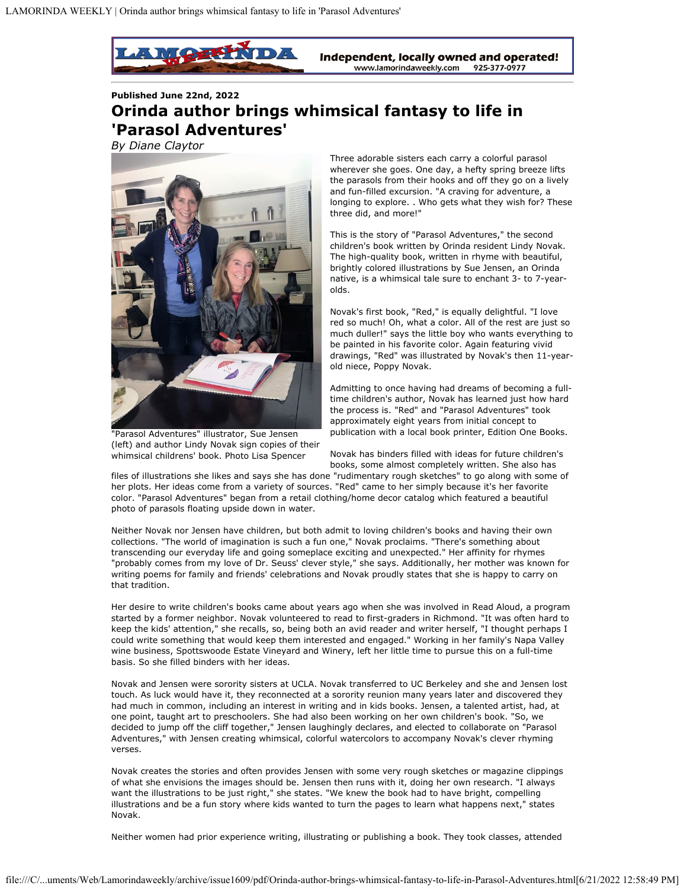**Published June 22nd, 2022**

# Orinda author brings whimsical fantasy to life in 'Parasol Adventures'

*By Diane Claytor*

"Parasol Adventures" illustrator, Sue Jensen (left) and author Lindy Novak sign copies of their whimsical childrens' book. Photo Lisa Spencer

Three adorable sisters each carry a colorful parasol wherever she goes. One day, a hefty spring breeze lifts the parasols from their hooks and off they go on a lively and fun-filled excursion. "A craving for adventure, a longing to explore. . Who gets what they wish for? These three did, and more!"

This is the story of "Parasol Adventures," the second children's book written by Orinda resident Lindy Novak. The high-quality book, written in rhyme with beautiful, brightly colored illustrations by Sue Jensen, an Orinda native, is a whimsical tale sure to enchant 3- to 7-year-olds.

Novak's first book, "Red," is equally delightful. "I love red so much! Oh, what a color. All of the rest are just so much duller!" says the little boy who wants everything to be painted in his favorite color. Again featuring vivid drawings, "Red" was illustrated by Novak's then 11-year-old niece, Poppy Novak.

Admitting to once having had dreams of becoming a full-time children's author, Novak has learned just how hard the process is. "Red" and "Parasol Adventures" took approximately eight years from initial concept to publication with a local book printer, Edition One Books.

Novak has binders filled with ideas for future children's books, some almost completely written. She also has files of illustrations she likes and says she has done "rudimentary rough sketches" to go along with some of her plots. Her ideas come from a variety of sources. "Red" came to her simply because it's her favorite color. "Parasol Adventures" began from a retail clothing/home decor catalog which featured a beautiful photo of parasols floating upside down in water.

Neither Novak nor Jensen have children, but both admit to loving children's books and having their own collections. "The world of imagination is such a fun one," Novak proclaims. "There's something about transcending our everyday life and going someplace exciting and unexpected." Her affinity for rhymes "probably comes from my love of Dr. Seuss' clever style," she says. Additionally, her mother was known for writing poems for family and friends' celebrations and Novak proudly states that she is happy to carry on that tradition.

Her desire to write children's books came about years ago when she was involved in Read Aloud, a program started by a former neighbor. Novak volunteered to read to first-graders in Richmond. "It was often hard to keep the kids' attention," she recalls, so, being both an avid reader and writer herself, "I thought perhaps I could write something that would keep them interested and engaged." Working in her family's Napa Valley wine business, Spottswoode Estate Vineyard and Winery, left her little time to pursue this on a full-time basis. So she filled binders with her ideas.

Novak and Jensen were sorority sisters at UCLA. Novak transferred to UC Berkeley and she and Jensen lost touch. As luck would have it, they reconnected at a sorority reunion many years later and discovered they had much in common, including an interest in writing and in kids books. Jensen, a talented artist, had, at one point, taught art to preschoolers. She had also been working on her own children's book. "So, we decided to jump off the cliff together," Jensen laughingly declares, and elected to collaborate on "Parasol Adventures," with Jensen creating whimsical, colorful watercolors to accompany Novak's clever rhyming verses.

Novak creates the stories and often provides Jensen with some very rough sketches or magazine clippings of what she envisions the images should be. Jensen then runs with it, doing her own research. "I always want the illustrations to be just right," she states. "We knew the book had to have bright, compelling illustrations and be a fun story where kids wanted to turn the pages to learn what happens next," states Novak.

Neither women had prior experience writing, illustrating or publishing a book. They took classes, attended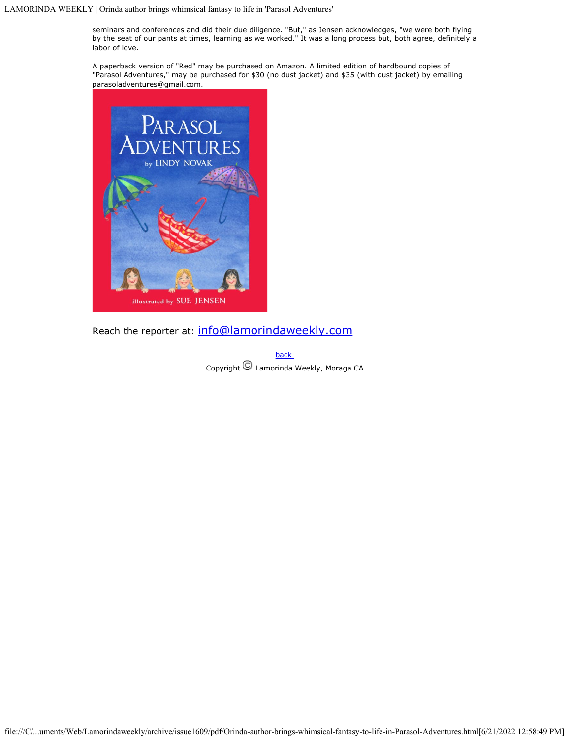seminars and conferences and did their due diligence. "But," as Jensen acknowledges, "we were both flying by the seat of our pants at times, learning as we worked." It was a long process but, both agree, definitely a labor of love.

A paperback version of "Red" may be purchased on Amazon. A limited edition of hardbound copies of "Parasol Adventures," may be purchased for $30 (no dust jacket) and $35 (with dust jacket) by emailing parasoladventures@gmail.com.

Reach the reporter at: info@lamorindaweekly.com

back

Copyright © Lamorinda Weekly, Moraga CA